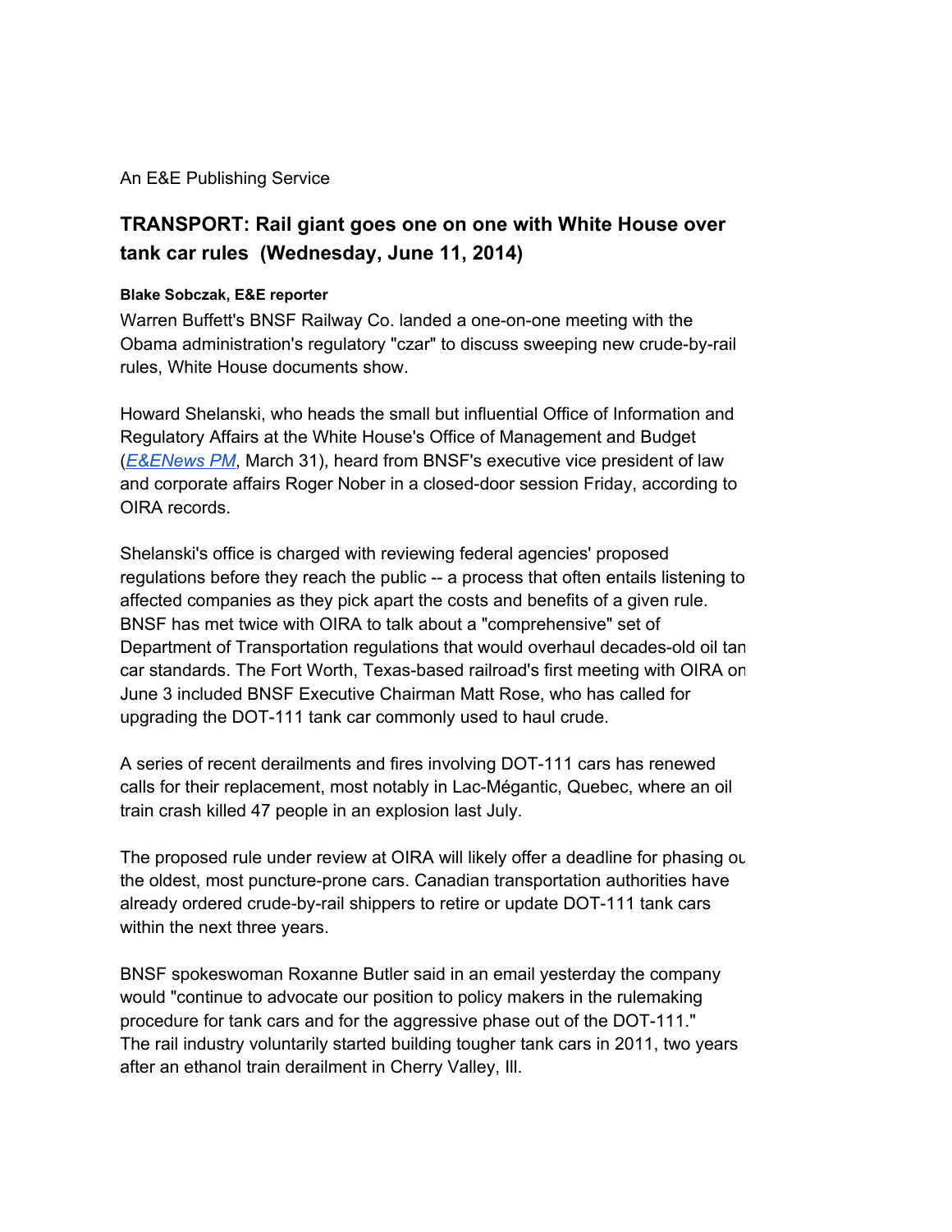An E&E Publishing Service

## TRANSPORT: Rail giant goes one on one with White House over tank car rules (Wednesday, June 11, 2014)

**Blake Sobczak, E&E reporter**

Warren Buffett's BNSF Railway Co. landed a one-on-one meeting with the Obama administration's regulatory "czar" to discuss sweeping new crude-by-rail rules, White House documents show.

Howard Shelanski, who heads the small but influential Office of Information and Regulatory Affairs at the White House's Office of Management and Budget (*E&ENews PM*, March 31), heard from BNSF's executive vice president of law and corporate affairs Roger Nober in a closed-door session Friday, according to OIRA records.

Shelanski's office is charged with reviewing federal agencies' proposed regulations before they reach the public -- a process that often entails listening to affected companies as they pick apart the costs and benefits of a given rule. BNSF has met twice with OIRA to talk about a "comprehensive" set of Department of Transportation regulations that would overhaul decades-old oil tan car standards. The Fort Worth, Texas-based railroad's first meeting with OIRA on June 3 included BNSF Executive Chairman Matt Rose, who has called for upgrading the DOT-111 tank car commonly used to haul crude.

A series of recent derailments and fires involving DOT-111 cars has renewed calls for their replacement, most notably in Lac-Mégantic, Quebec, where an oil train crash killed 47 people in an explosion last July.

The proposed rule under review at OIRA will likely offer a deadline for phasing ou the oldest, most puncture-prone cars. Canadian transportation authorities have already ordered crude-by-rail shippers to retire or update DOT-111 tank cars within the next three years.

BNSF spokeswoman Roxanne Butler said in an email yesterday the company would "continue to advocate our position to policy makers in the rulemaking procedure for tank cars and for the aggressive phase out of the DOT-111." The rail industry voluntarily started building tougher tank cars in 2011, two years after an ethanol train derailment in Cherry Valley, Ill.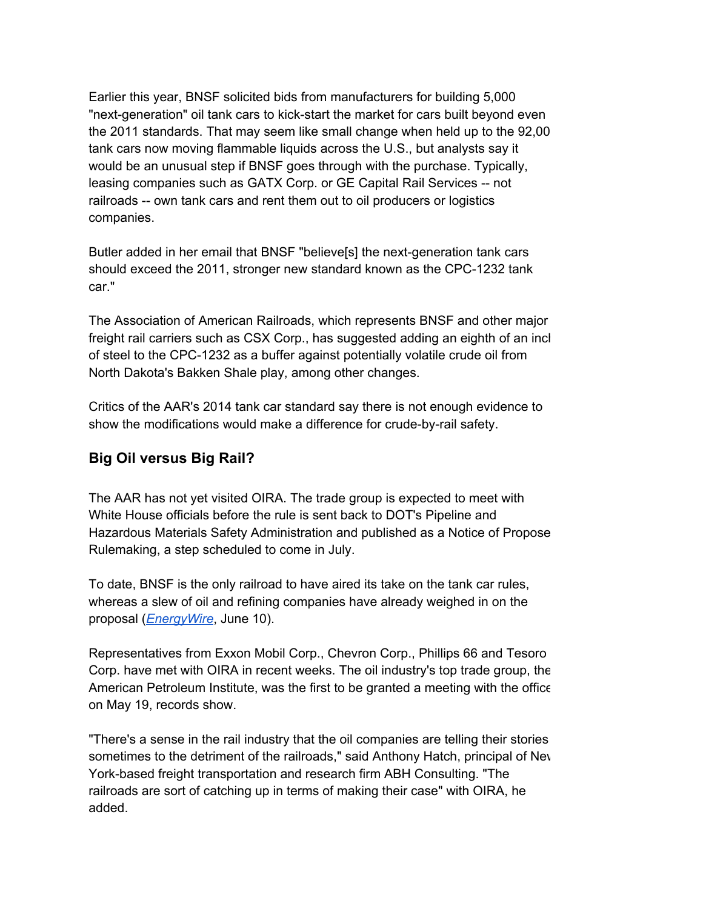Earlier this year, BNSF solicited bids from manufacturers for building 5,000 "next-generation" oil tank cars to kick-start the market for cars built beyond even the 2011 standards. That may seem like small change when held up to the 92,00 tank cars now moving flammable liquids across the U.S., but analysts say it would be an unusual step if BNSF goes through with the purchase. Typically, leasing companies such as GATX Corp. or GE Capital Rail Services -- not railroads -- own tank cars and rent them out to oil producers or logistics companies.

Butler added in her email that BNSF "believe[s] the next-generation tank cars should exceed the 2011, stronger new standard known as the CPC-1232 tank car."

The Association of American Railroads, which represents BNSF and other major freight rail carriers such as CSX Corp., has suggested adding an eighth of an incl of steel to the CPC-1232 as a buffer against potentially volatile crude oil from North Dakota's Bakken Shale play, among other changes.

Critics of the AAR's 2014 tank car standard say there is not enough evidence to show the modifications would make a difference for crude-by-rail safety.

## Big Oil versus Big Rail?

The AAR has not yet visited OIRA. The trade group is expected to meet with White House officials before the rule is sent back to DOT's Pipeline and Hazardous Materials Safety Administration and published as a Notice of Propose Rulemaking, a step scheduled to come in July.

To date, BNSF is the only railroad to have aired its take on the tank car rules, whereas a slew of oil and refining companies have already weighed in on the proposal (*EnergyWire*, June 10).

Representatives from Exxon Mobil Corp., Chevron Corp., Phillips 66 and Tesoro Corp. have met with OIRA in recent weeks. The oil industry's top trade group, the American Petroleum Institute, was the first to be granted a meeting with the office on May 19, records show.

"There's a sense in the rail industry that the oil companies are telling their stories sometimes to the detriment of the railroads," said Anthony Hatch, principal of New York-based freight transportation and research firm ABH Consulting. "The railroads are sort of catching up in terms of making their case" with OIRA, he added.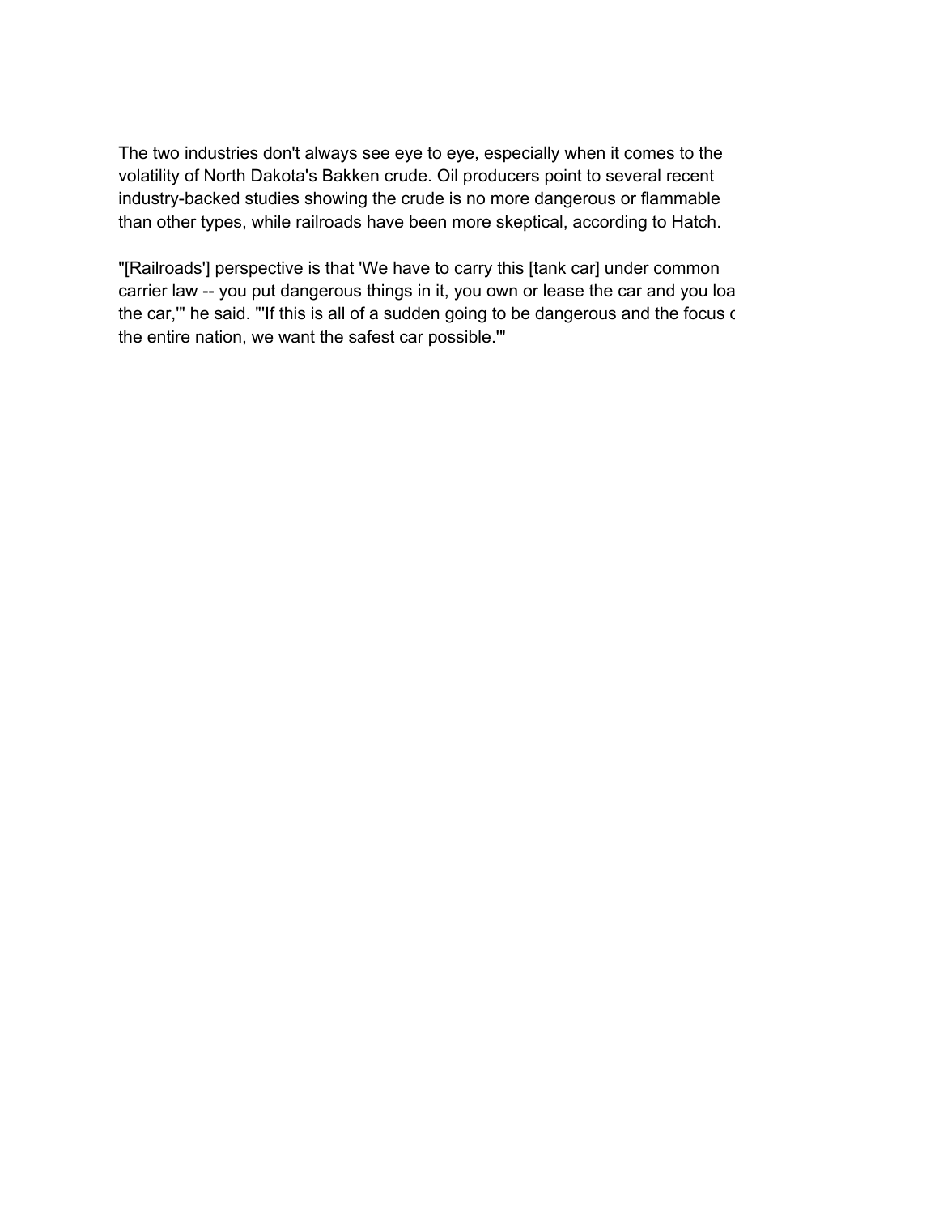The two industries don't always see eye to eye, especially when it comes to the volatility of North Dakota's Bakken crude. Oil producers point to several recent industry-backed studies showing the crude is no more dangerous or flammable than other types, while railroads have been more skeptical, according to Hatch.

"[Railroads'] perspective is that 'We have to carry this [tank car] under common carrier law -- you put dangerous things in it, you own or lease the car and you load the car,'" he said. "'If this is all of a sudden going to be dangerous and the focus of the entire nation, we want the safest car possible.'"